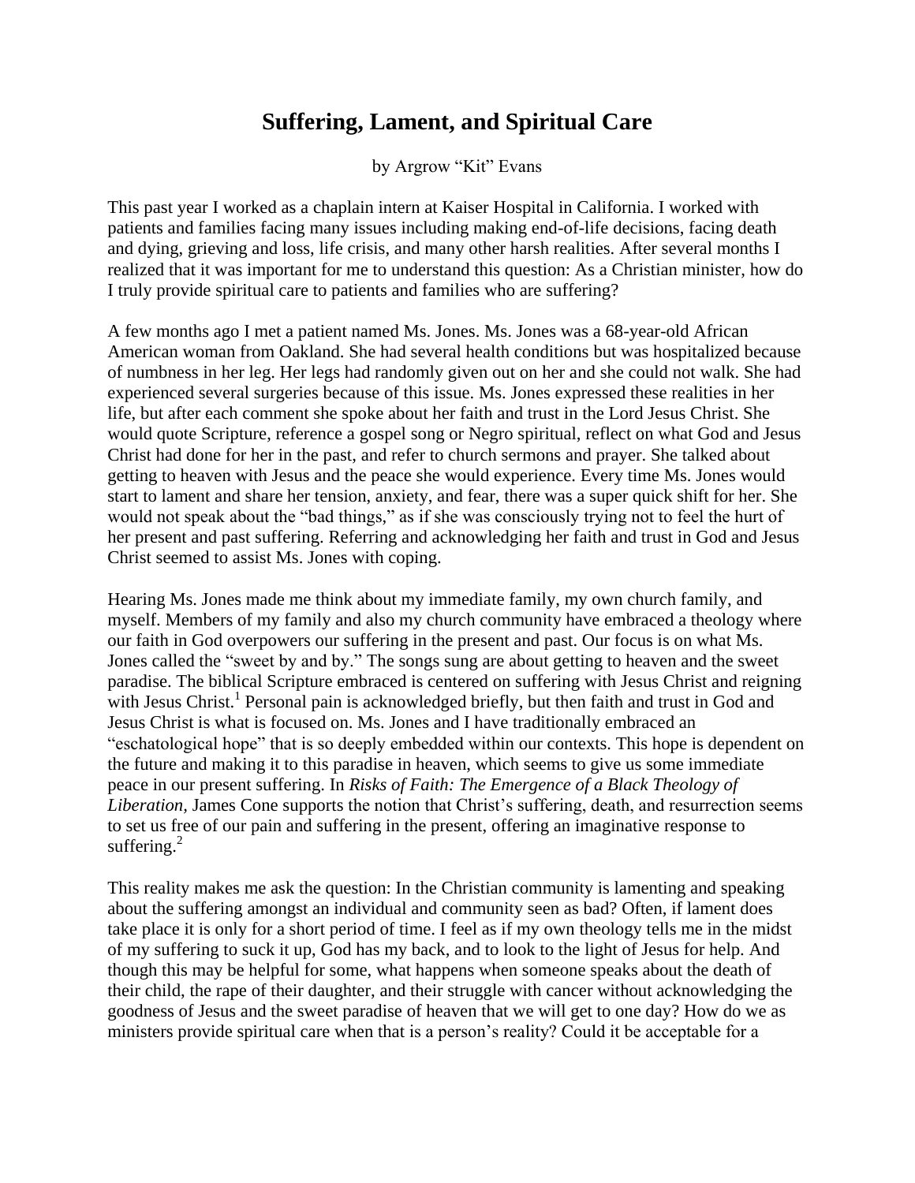# Suffering, Lament, and Spiritual Care

by Argrow "Kit" Evans

This past year I worked as a chaplain intern at Kaiser Hospital in California. I worked with patients and families facing many issues including making end-of-life decisions, facing death and dying, grieving and loss, life crisis, and many other harsh realities. After several months I realized that it was important for me to understand this question: As a Christian minister, how do I truly provide spiritual care to patients and families who are suffering?

A few months ago I met a patient named Ms. Jones. Ms. Jones was a 68-year-old African American woman from Oakland. She had several health conditions but was hospitalized because of numbness in her leg. Her legs had randomly given out on her and she could not walk. She had experienced several surgeries because of this issue. Ms. Jones expressed these realities in her life, but after each comment she spoke about her faith and trust in the Lord Jesus Christ. She would quote Scripture, reference a gospel song or Negro spiritual, reflect on what God and Jesus Christ had done for her in the past, and refer to church sermons and prayer. She talked about getting to heaven with Jesus and the peace she would experience. Every time Ms. Jones would start to lament and share her tension, anxiety, and fear, there was a super quick shift for her. She would not speak about the "bad things," as if she was consciously trying not to feel the hurt of her present and past suffering. Referring and acknowledging her faith and trust in God and Jesus Christ seemed to assist Ms. Jones with coping.

Hearing Ms. Jones made me think about my immediate family, my own church family, and myself. Members of my family and also my church community have embraced a theology where our faith in God overpowers our suffering in the present and past. Our focus is on what Ms. Jones called the "sweet by and by." The songs sung are about getting to heaven and the sweet paradise. The biblical Scripture embraced is centered on suffering with Jesus Christ and reigning with Jesus Christ.[1] Personal pain is acknowledged briefly, but then faith and trust in God and Jesus Christ is what is focused on. Ms. Jones and I have traditionally embraced an "eschatological hope" that is so deeply embedded within our contexts. This hope is dependent on the future and making it to this paradise in heaven, which seems to give us some immediate peace in our present suffering. In *Risks of Faith: The Emergence of a Black Theology of Liberation,* James Cone supports the notion that Christ's suffering, death, and resurrection seems to set us free of our pain and suffering in the present, offering an imaginative response to suffering.[2]

This reality makes me ask the question: In the Christian community is lamenting and speaking about the suffering amongst an individual and community seen as bad? Often, if lament does take place it is only for a short period of time. I feel as if my own theology tells me in the midst of my suffering to suck it up, God has my back, and to look to the light of Jesus for help. And though this may be helpful for some, what happens when someone speaks about the death of their child, the rape of their daughter, and their struggle with cancer without acknowledging the goodness of Jesus and the sweet paradise of heaven that we will get to one day? How do we as ministers provide spiritual care when that is a person's reality? Could it be acceptable for a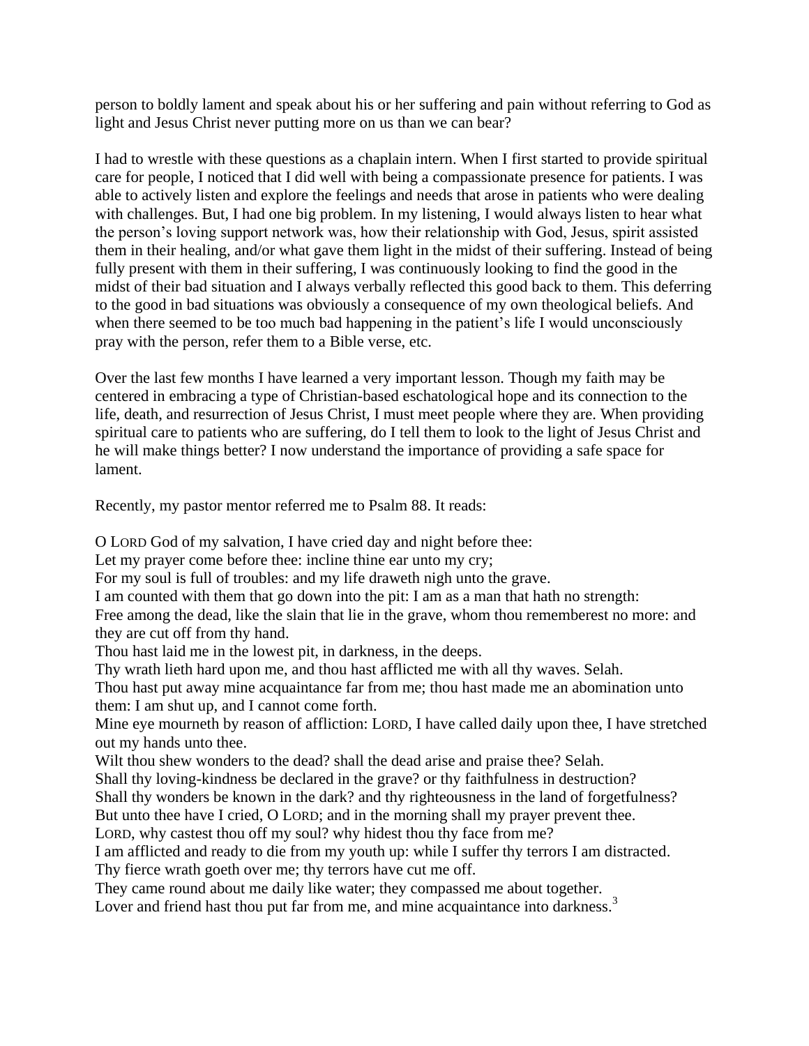person to boldly lament and speak about his or her suffering and pain without referring to God as light and Jesus Christ never putting more on us than we can bear?

I had to wrestle with these questions as a chaplain intern. When I first started to provide spiritual care for people, I noticed that I did well with being a compassionate presence for patients. I was able to actively listen and explore the feelings and needs that arose in patients who were dealing with challenges. But, I had one big problem. In my listening, I would always listen to hear what the person's loving support network was, how their relationship with God, Jesus, spirit assisted them in their healing, and/or what gave them light in the midst of their suffering. Instead of being fully present with them in their suffering, I was continuously looking to find the good in the midst of their bad situation and I always verbally reflected this good back to them. This deferring to the good in bad situations was obviously a consequence of my own theological beliefs. And when there seemed to be too much bad happening in the patient's life I would unconsciously pray with the person, refer them to a Bible verse, etc.

Over the last few months I have learned a very important lesson. Though my faith may be centered in embracing a type of Christian-based eschatological hope and its connection to the life, death, and resurrection of Jesus Christ, I must meet people where they are. When providing spiritual care to patients who are suffering, do I tell them to look to the light of Jesus Christ and he will make things better? I now understand the importance of providing a safe space for lament.

Recently, my pastor mentor referred me to Psalm 88. It reads:

O LORD God of my salvation, I have cried day and night before thee:
Let my prayer come before thee: incline thine ear unto my cry;
For my soul is full of troubles: and my life draweth nigh unto the grave.
I am counted with them that go down into the pit: I am as a man that hath no strength:
Free among the dead, like the slain that lie in the grave, whom thou rememberest no more: and they are cut off from thy hand.
Thou hast laid me in the lowest pit, in darkness, in the deeps.
Thy wrath lieth hard upon me, and thou hast afflicted me with all thy waves. Selah.
Thou hast put away mine acquaintance far from me; thou hast made me an abomination unto them: I am shut up, and I cannot come forth.
Mine eye mourneth by reason of affliction: LORD, I have called daily upon thee, I have stretched out my hands unto thee.
Wilt thou shew wonders to the dead? shall the dead arise and praise thee? Selah.
Shall thy loving-kindness be declared in the grave? or thy faithfulness in destruction?
Shall thy wonders be known in the dark? and thy righteousness in the land of forgetfulness?
But unto thee have I cried, O LORD; and in the morning shall my prayer prevent thee.
LORD, why castest thou off my soul? why hidest thou thy face from me?
I am afflicted and ready to die from my youth up: while I suffer thy terrors I am distracted.
Thy fierce wrath goeth over me; thy terrors have cut me off.
They came round about me daily like water; they compassed me about together.
Lover and friend hast thou put far from me, and mine acquaintance into darkness.[3]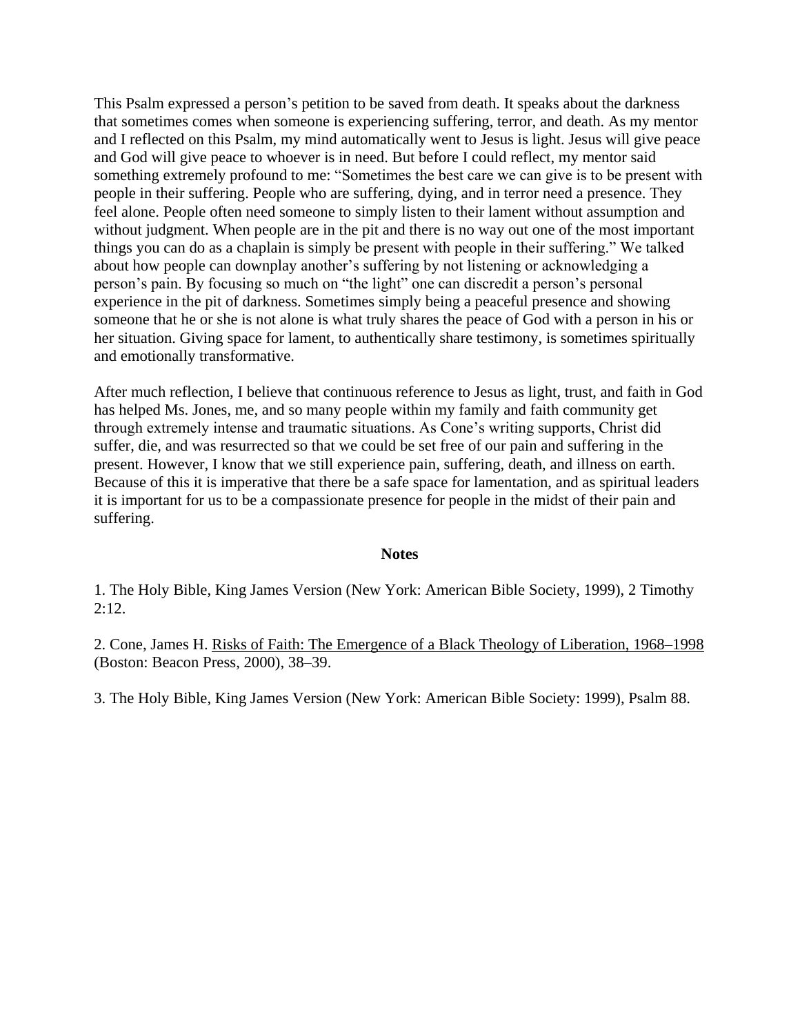This Psalm expressed a person's petition to be saved from death. It speaks about the darkness that sometimes comes when someone is experiencing suffering, terror, and death. As my mentor and I reflected on this Psalm, my mind automatically went to Jesus is light. Jesus will give peace and God will give peace to whoever is in need. But before I could reflect, my mentor said something extremely profound to me: "Sometimes the best care we can give is to be present with people in their suffering. People who are suffering, dying, and in terror need a presence. They feel alone. People often need someone to simply listen to their lament without assumption and without judgment. When people are in the pit and there is no way out one of the most important things you can do as a chaplain is simply be present with people in their suffering." We talked about how people can downplay another's suffering by not listening or acknowledging a person's pain. By focusing so much on "the light" one can discredit a person's personal experience in the pit of darkness. Sometimes simply being a peaceful presence and showing someone that he or she is not alone is what truly shares the peace of God with a person in his or her situation. Giving space for lament, to authentically share testimony, is sometimes spiritually and emotionally transformative.

After much reflection, I believe that continuous reference to Jesus as light, trust, and faith in God has helped Ms. Jones, me, and so many people within my family and faith community get through extremely intense and traumatic situations. As Cone's writing supports, Christ did suffer, die, and was resurrected so that we could be set free of our pain and suffering in the present. However, I know that we still experience pain, suffering, death, and illness on earth. Because of this it is imperative that there be a safe space for lamentation, and as spiritual leaders it is important for us to be a compassionate presence for people in the midst of their pain and suffering.

**Notes**

1. The Holy Bible, King James Version (New York: American Bible Society, 1999), 2 Timothy 2:12.

2. Cone, James H. Risks of Faith: The Emergence of a Black Theology of Liberation, 1968–1998 (Boston: Beacon Press, 2000), 38–39.

3. The Holy Bible, King James Version (New York: American Bible Society: 1999), Psalm 88.